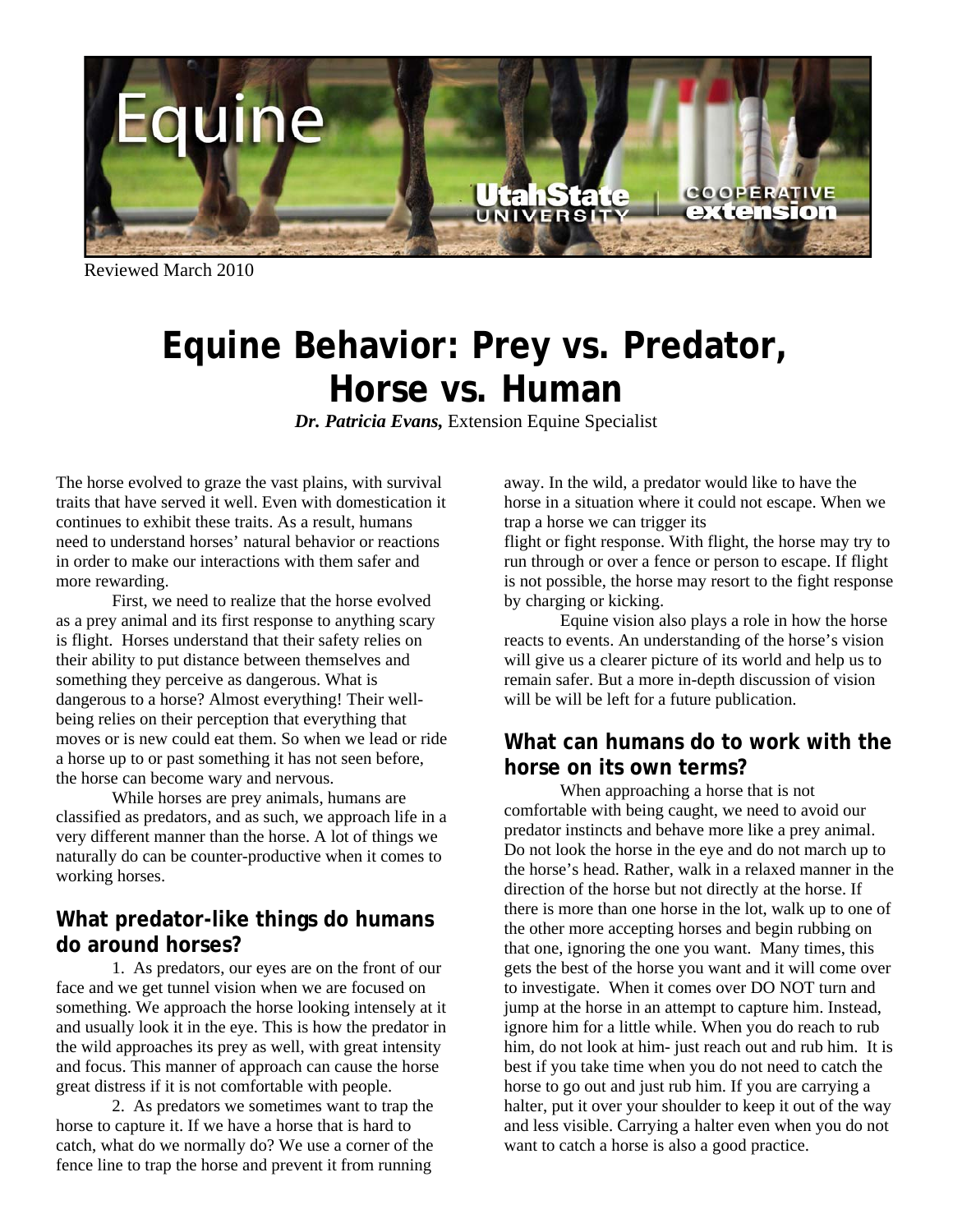Reviewed March 2010

# Equine Behavior: Prey vs. Predator, Horse vs. Human

***Dr. Patricia Evans,*** Extension Equine Specialist

The horse evolved to graze the vast plains, with survival traits that have served it well. Even with domestication it continues to exhibit these traits. As a result, humans need to understand horses' natural behavior or reactions in order to make our interactions with them safer and more rewarding.

First, we need to realize that the horse evolved as a prey animal and its first response to anything scary is flight. Horses understand that their safety relies on their ability to put distance between themselves and something they perceive as dangerous. What is dangerous to a horse? Almost everything! Their well-being relies on their perception that everything that moves or is new could eat them. So when we lead or ride a horse up to or past something it has not seen before, the horse can become wary and nervous.

While horses are prey animals, humans are classified as predators, and as such, we approach life in a very different manner than the horse. A lot of things we naturally do can be counter-productive when it comes to working horses.

## What predator-like things do humans do around horses?

1. As predators, our eyes are on the front of our face and we get tunnel vision when we are focused on something. We approach the horse looking intensely at it and usually look it in the eye. This is how the predator in the wild approaches its prey as well, with great intensity and focus. This manner of approach can cause the horse great distress if it is not comfortable with people.

2. As predators we sometimes want to trap the horse to capture it. If we have a horse that is hard to catch, what do we normally do? We use a corner of the fence line to trap the horse and prevent it from running away. In the wild, a predator would like to have the horse in a situation where it could not escape. When we trap a horse we can trigger its flight or fight response. With flight, the horse may try to run through or over a fence or person to escape. If flight is not possible, the horse may resort to the fight response by charging or kicking.

Equine vision also plays a role in how the horse reacts to events. An understanding of the horse's vision will give us a clearer picture of its world and help us to remain safer. But a more in-depth discussion of vision will be will be left for a future publication.

## What can humans do to work with the horse on its own terms?

When approaching a horse that is not comfortable with being caught, we need to avoid our predator instincts and behave more like a prey animal. Do not look the horse in the eye and do not march up to the horse's head. Rather, walk in a relaxed manner in the direction of the horse but not directly at the horse. If there is more than one horse in the lot, walk up to one of the other more accepting horses and begin rubbing on that one, ignoring the one you want. Many times, this gets the best of the horse you want and it will come over to investigate. When it comes over DO NOT turn and jump at the horse in an attempt to capture him. Instead, ignore him for a little while. When you do reach to rub him, do not look at him- just reach out and rub him. It is best if you take time when you do not need to catch the horse to go out and just rub him. If you are carrying a halter, put it over your shoulder to keep it out of the way and less visible. Carrying a halter even when you do not want to catch a horse is also a good practice.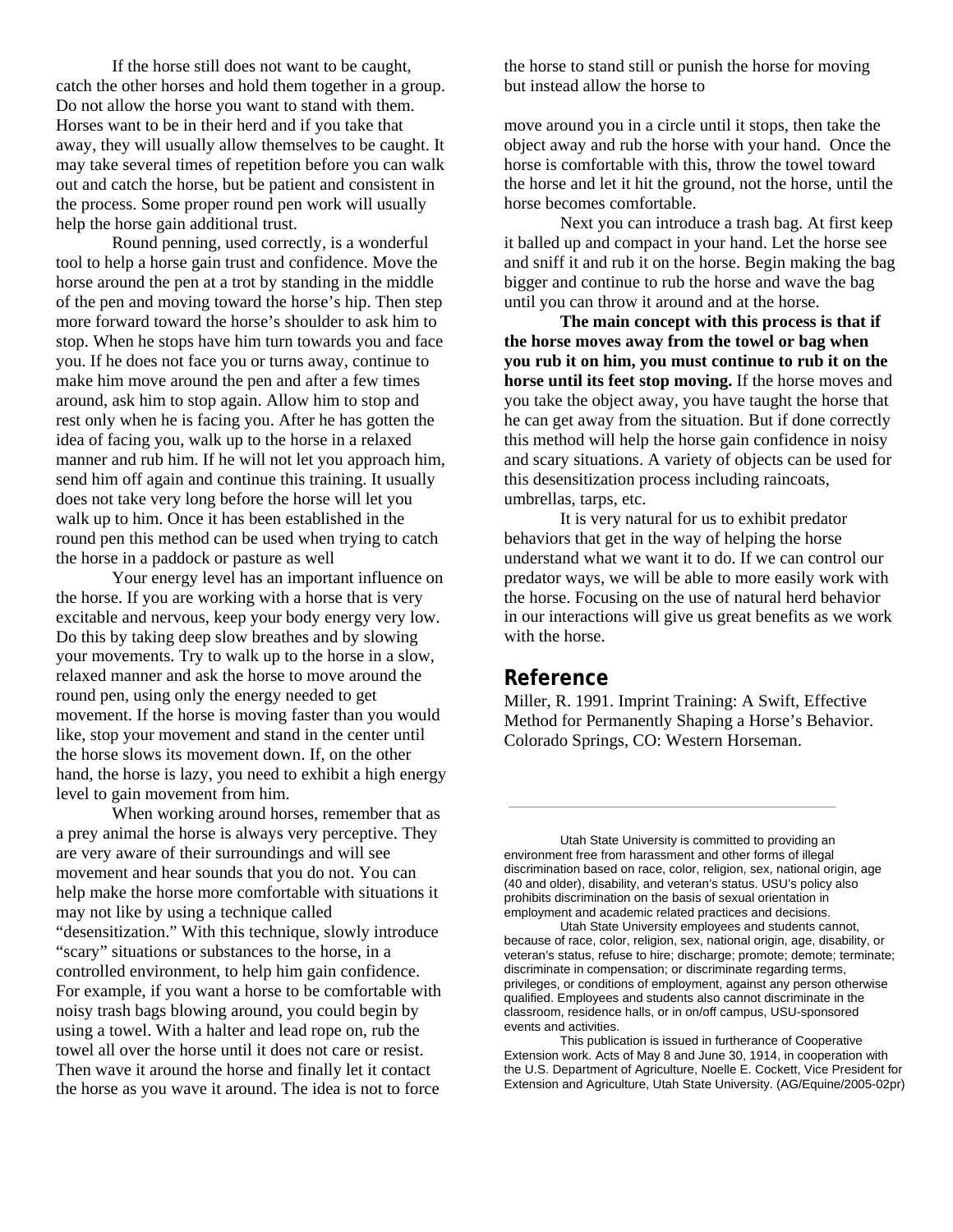If the horse still does not want to be caught, catch the other horses and hold them together in a group. Do not allow the horse you want to stand with them. Horses want to be in their herd and if you take that away, they will usually allow themselves to be caught. It may take several times of repetition before you can walk out and catch the horse, but be patient and consistent in the process. Some proper round pen work will usually help the horse gain additional trust.

Round penning, used correctly, is a wonderful tool to help a horse gain trust and confidence. Move the horse around the pen at a trot by standing in the middle of the pen and moving toward the horse's hip. Then step more forward toward the horse's shoulder to ask him to stop. When he stops have him turn towards you and face you. If he does not face you or turns away, continue to make him move around the pen and after a few times around, ask him to stop again. Allow him to stop and rest only when he is facing you. After he has gotten the idea of facing you, walk up to the horse in a relaxed manner and rub him. If he will not let you approach him, send him off again and continue this training. It usually does not take very long before the horse will let you walk up to him. Once it has been established in the round pen this method can be used when trying to catch the horse in a paddock or pasture as well

Your energy level has an important influence on the horse. If you are working with a horse that is very excitable and nervous, keep your body energy very low. Do this by taking deep slow breathes and by slowing your movements. Try to walk up to the horse in a slow, relaxed manner and ask the horse to move around the round pen, using only the energy needed to get movement. If the horse is moving faster than you would like, stop your movement and stand in the center until the horse slows its movement down. If, on the other hand, the horse is lazy, you need to exhibit a high energy level to gain movement from him.

When working around horses, remember that as a prey animal the horse is always very perceptive. They are very aware of their surroundings and will see movement and hear sounds that you do not. You can help make the horse more comfortable with situations it may not like by using a technique called "desensitization." With this technique, slowly introduce "scary" situations or substances to the horse, in a controlled environment, to help him gain confidence. For example, if you want a horse to be comfortable with noisy trash bags blowing around, you could begin by using a towel. With a halter and lead rope on, rub the towel all over the horse until it does not care or resist. Then wave it around the horse and finally let it contact the horse as you wave it around. The idea is not to force the horse to stand still or punish the horse for moving but instead allow the horse to move around you in a circle until it stops, then take the object away and rub the horse with your hand. Once the horse is comfortable with this, throw the towel toward the horse and let it hit the ground, not the horse, until the horse becomes comfortable.

Next you can introduce a trash bag. At first keep it balled up and compact in your hand. Let the horse see and sniff it and rub it on the horse. Begin making the bag bigger and continue to rub the horse and wave the bag until you can throw it around and at the horse.

**The main concept with this process is that if the horse moves away from the towel or bag when you rub it on him, you must continue to rub it on the horse until its feet stop moving.** If the horse moves and you take the object away, you have taught the horse that he can get away from the situation. But if done correctly this method will help the horse gain confidence in noisy and scary situations. A variety of objects can be used for this desensitization process including raincoats, umbrellas, tarps, etc.

It is very natural for us to exhibit predator behaviors that get in the way of helping the horse understand what we want it to do. If we can control our predator ways, we will be able to more easily work with the horse. Focusing on the use of natural herd behavior in our interactions will give us great benefits as we work with the horse.

## Reference

Miller, R. 1991. Imprint Training: A Swift, Effective Method for Permanently Shaping a Horse's Behavior. Colorado Springs, CO: Western Horseman.

---

Utah State University is committed to providing an environment free from harassment and other forms of illegal discrimination based on race, color, religion, sex, national origin, age (40 and older), disability, and veteran's status. USU's policy also prohibits discrimination on the basis of sexual orientation in employment and academic related practices and decisions.

Utah State University employees and students cannot, because of race, color, religion, sex, national origin, age, disability, or veteran's status, refuse to hire; discharge; promote; demote; terminate; discriminate in compensation; or discriminate regarding terms, privileges, or conditions of employment, against any person otherwise qualified. Employees and students also cannot discriminate in the classroom, residence halls, or in on/off campus, USU-sponsored events and activities.

This publication is issued in furtherance of Cooperative Extension work. Acts of May 8 and June 30, 1914, in cooperation with the U.S. Department of Agriculture, Noelle E. Cockett, Vice President for Extension and Agriculture, Utah State University. (AG/Equine/2005-02pr)